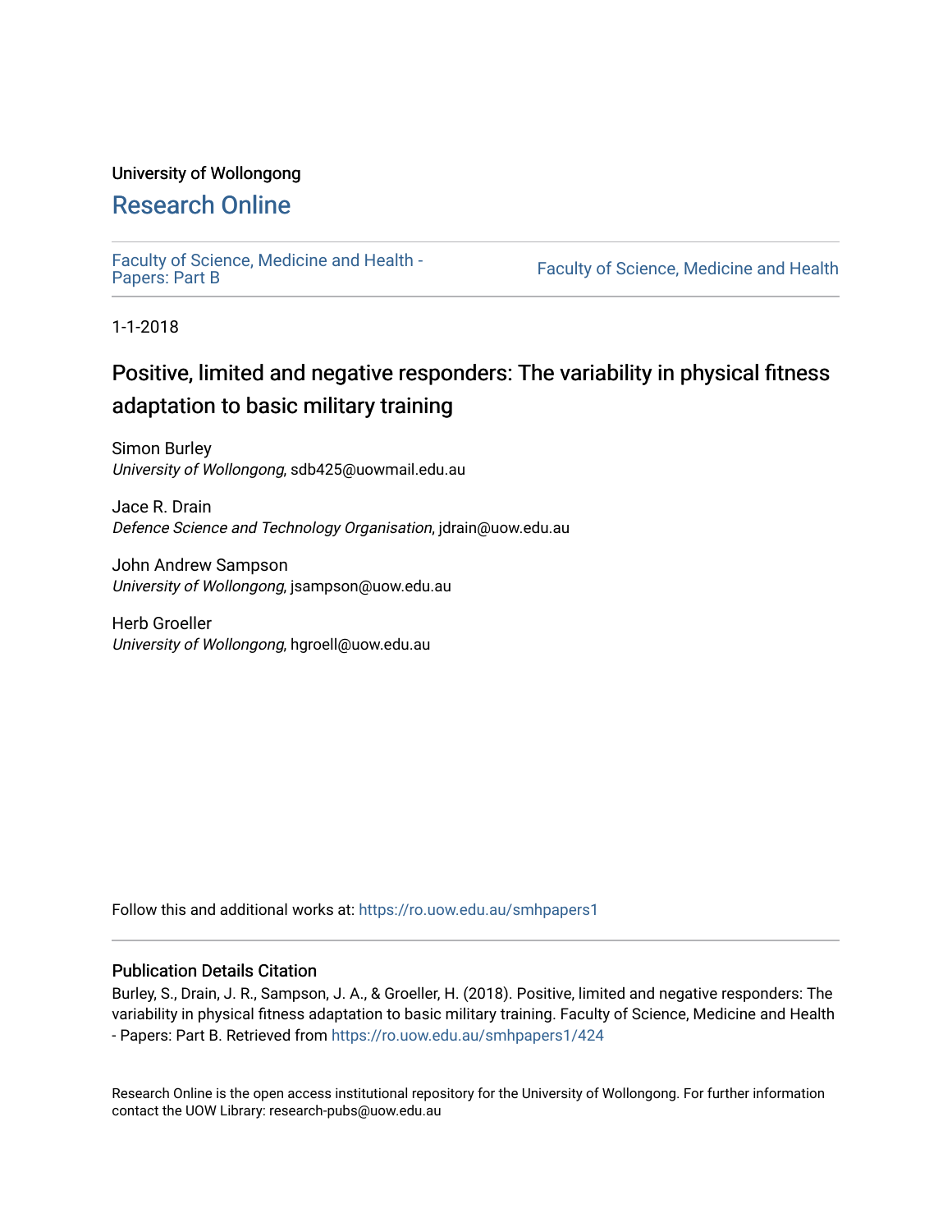University of Wollongong

# Research Online

Faculty of Science, Medicine and Health - Papers: Part B

Faculty of Science, Medicine and Health

1-1-2018

## Positive, limited and negative responders: The variability in physical fitness adaptation to basic military training

Simon Burley
*University of Wollongong*, sdb425@uowmail.edu.au

Jace R. Drain
*Defence Science and Technology Organisation*, jdrain@uow.edu.au

John Andrew Sampson
*University of Wollongong*, jsampson@uow.edu.au

Herb Groeller
*University of Wollongong*, hgroell@uow.edu.au

Follow this and additional works at: https://ro.uow.edu.au/smhpapers1

### Publication Details Citation

Burley, S., Drain, J. R., Sampson, J. A., & Groeller, H. (2018). Positive, limited and negative responders: The variability in physical fitness adaptation to basic military training. Faculty of Science, Medicine and Health - Papers: Part B. Retrieved from https://ro.uow.edu.au/smhpapers1/424

Research Online is the open access institutional repository for the University of Wollongong. For further information contact the UOW Library: research-pubs@uow.edu.au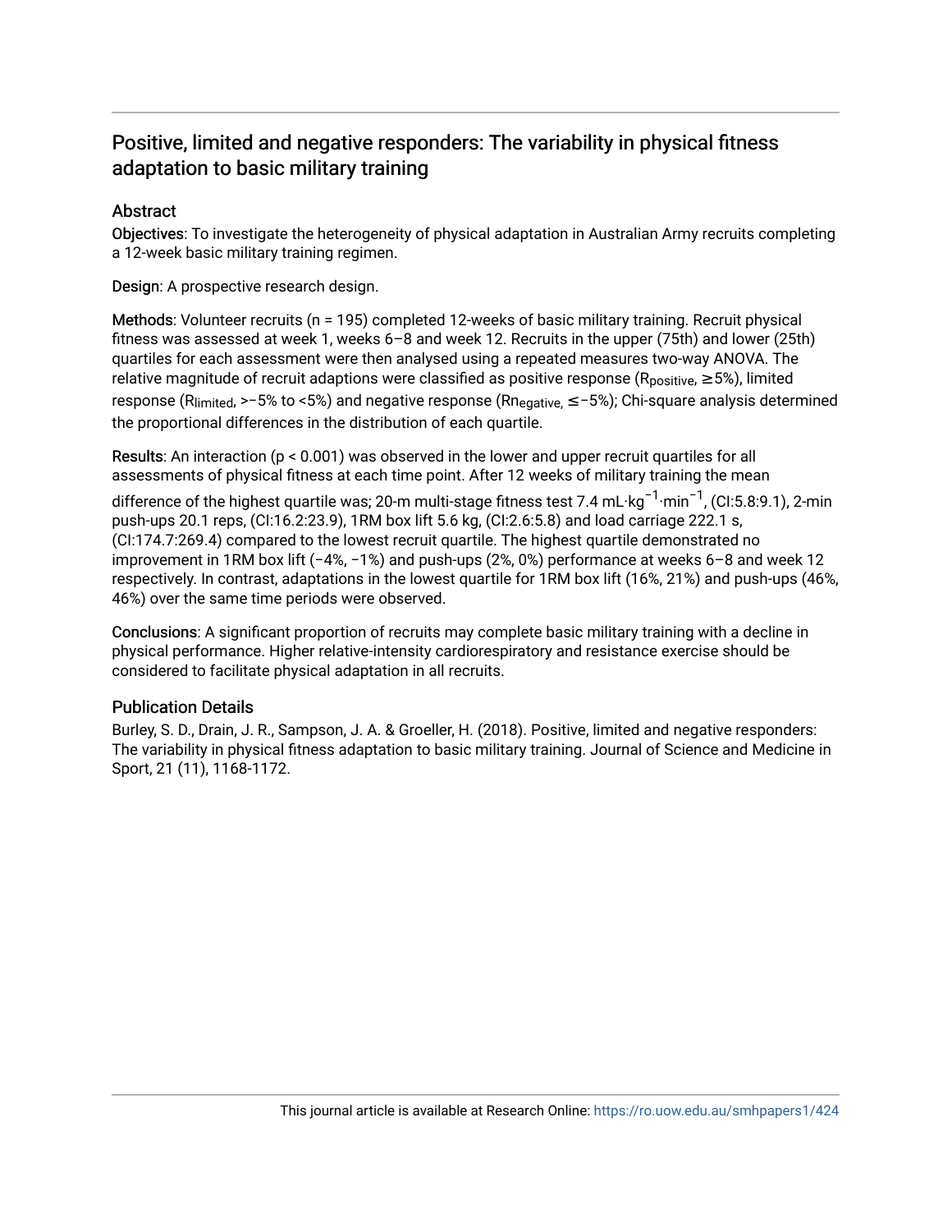# Positive, limited and negative responders: The variability in physical fitness adaptation to basic military training

## Abstract

Objectives: To investigate the heterogeneity of physical adaptation in Australian Army recruits completing a 12-week basic military training regimen.

Design: A prospective research design.

Methods: Volunteer recruits (n = 195) completed 12-weeks of basic military training. Recruit physical fitness was assessed at week 1, weeks 6–8 and week 12. Recruits in the upper (75th) and lower (25th) quartiles for each assessment were then analysed using a repeated measures two-way ANOVA. The relative magnitude of recruit adaptions were classified as positive response ($R_{positive}$, ≥5%), limited response ($R_{limited}$, >−5% to <5%) and negative response ($Rn_{egative}$, ≤−5%); Chi-square analysis determined the proportional differences in the distribution of each quartile.

Results: An interaction (p < 0.001) was observed in the lower and upper recruit quartiles for all assessments of physical fitness at each time point. After 12 weeks of military training the mean difference of the highest quartile was; 20-m multi-stage fitness test 7.4 $mL \cdot kg^{-1} \cdot min^{-1}$, (CI:5.8:9.1), 2-min push-ups 20.1 reps, (CI:16.2:23.9), 1RM box lift 5.6 kg, (CI:2.6:5.8) and load carriage 222.1 s, (CI:174.7:269.4) compared to the lowest recruit quartile. The highest quartile demonstrated no improvement in 1RM box lift (−4%, −1%) and push-ups (2%, 0%) performance at weeks 6–8 and week 12 respectively. In contrast, adaptations in the lowest quartile for 1RM box lift (16%, 21%) and push-ups (46%, 46%) over the same time periods were observed.

Conclusions: A significant proportion of recruits may complete basic military training with a decline in physical performance. Higher relative-intensity cardiorespiratory and resistance exercise should be considered to facilitate physical adaptation in all recruits.

## Publication Details

Burley, S. D., Drain, J. R., Sampson, J. A. & Groeller, H. (2018). Positive, limited and negative responders: The variability in physical fitness adaptation to basic military training. Journal of Science and Medicine in Sport, 21 (11), 1168-1172.

This journal article is available at Research Online: https://ro.uow.edu.au/smhpapers1/424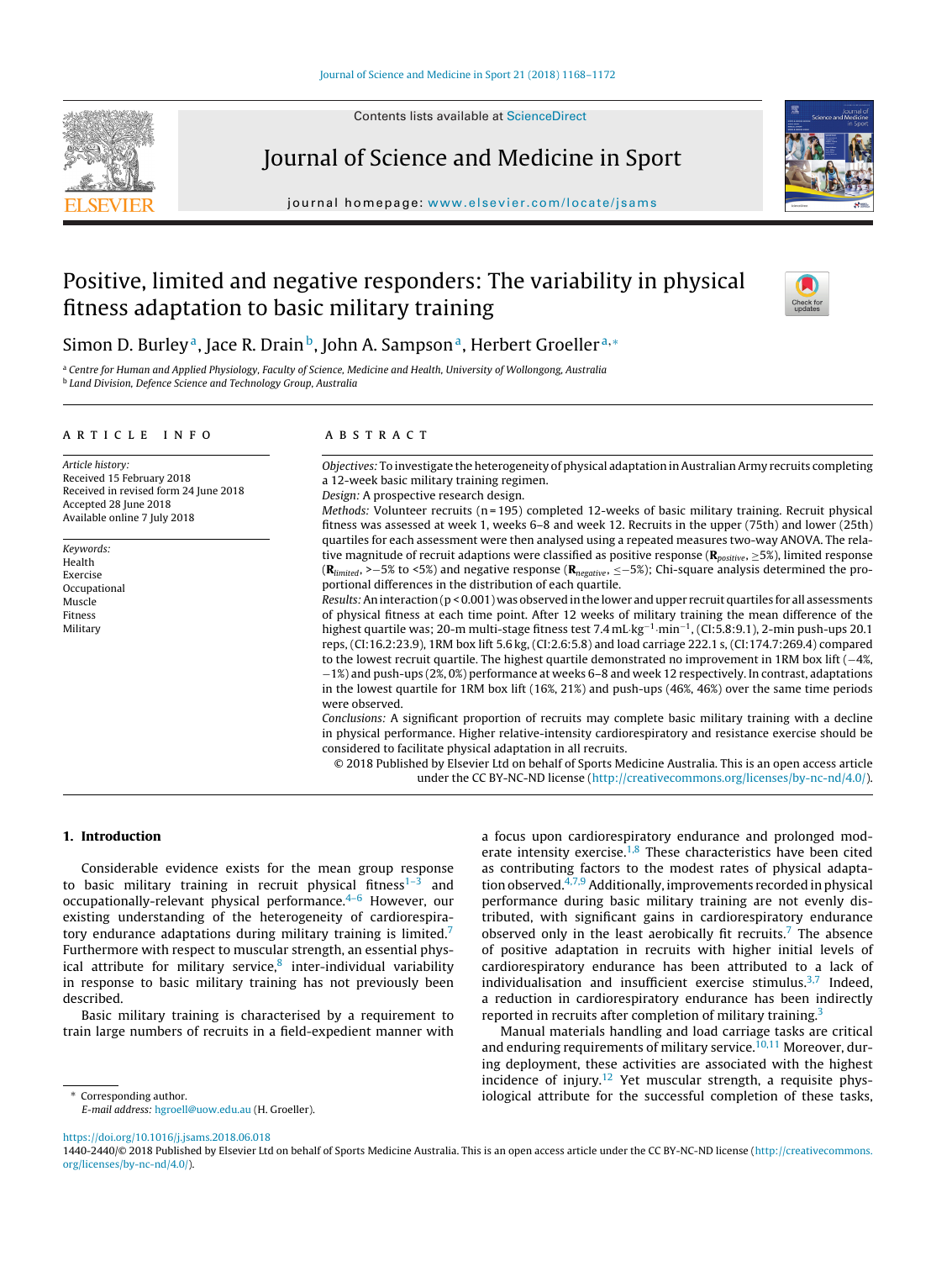# Positive, limited and negative responders: The variability in physical fitness adaptation to basic military training

Simon D. Burley[a], Jace R. Drain[b], John A. Sampson[a], Herbert Groeller[a,*]

[a] Centre for Human and Applied Physiology, Faculty of Science, Medicine and Health, University of Wollongong, Australia
[b] Land Division, Defence Science and Technology Group, Australia

## ARTICLE INFO

*Article history:*
Received 15 February 2018
Received in revised form 24 June 2018
Accepted 28 June 2018
Available online 7 July 2018

*Keywords:*
Health
Exercise
Occupational
Muscle
Fitness
Military

## ABSTRACT

*Objectives:* To investigate the heterogeneity of physical adaptation in Australian Army recruits completing a 12-week basic military training regimen.

*Design:* A prospective research design.

*Methods:* Volunteer recruits (n = 195) completed 12-weeks of basic military training. Recruit physical fitness was assessed at week 1, weeks 6–8 and week 12. Recruits in the upper (75th) and lower (25th) quartiles for each assessment were then analysed using a repeated measures two-way ANOVA. The relative magnitude of recruit adaptions were classified as positive response ($\mathbf{R}_{positive}$, ≥5%), limited response ($\mathbf{R}_{limited}$, >−5% to <5%) and negative response ($\mathbf{R}_{negative}$, ≤−5%); Chi-square analysis determined the proportional differences in the distribution of each quartile.

*Results:* An interaction (p < 0.001) was observed in the lower and upper recruit quartiles for all assessments of physical fitness at each time point. After 12 weeks of military training the mean difference of the highest quartile was; 20-m multi-stage fitness test 7.4 mL·kg$^{-1}$·min$^{-1}$, (CI:5.8:9.1), 2-min push-ups 20.1 reps, (CI:16.2:23.9), 1RM box lift 5.6 kg, (CI:2.6:5.8) and load carriage 222.1 s, (CI:174.7:269.4) compared to the lowest recruit quartile. The highest quartile demonstrated no improvement in 1RM box lift (−4%, −1%) and push-ups (2%, 0%) performance at weeks 6–8 and week 12 respectively. In contrast, adaptations in the lowest quartile for 1RM box lift (16%, 21%) and push-ups (46%, 46%) over the same time periods were observed.

*Conclusions:* A significant proportion of recruits may complete basic military training with a decline in physical performance. Higher relative-intensity cardiorespiratory and resistance exercise should be considered to facilitate physical adaptation in all recruits.

© 2018 Published by Elsevier Ltd on behalf of Sports Medicine Australia. This is an open access article under the CC BY-NC-ND license (http://creativecommons.org/licenses/by-nc-nd/4.0/).

## 1. Introduction

Considerable evidence exists for the mean group response to basic military training in recruit physical fitness[1–3] and occupationally-relevant physical performance.[4–6] However, our existing understanding of the heterogeneity of cardiorespiratory endurance adaptations during military training is limited.[7] Furthermore with respect to muscular strength, an essential physical attribute for military service,[8] inter-individual variability in response to basic military training has not previously been described.

Basic military training is characterised by a requirement to train large numbers of recruits in a field-expedient manner with a focus upon cardiorespiratory endurance and prolonged moderate intensity exercise.[1,8] These characteristics have been cited as contributing factors to the modest rates of physical adaptation observed.[4,7,9] Additionally, improvements recorded in physical performance during basic military training are not evenly distributed, with significant gains in cardiorespiratory endurance observed only in the least aerobically fit recruits.[7] The absence of positive adaptation in recruits with higher initial levels of cardiorespiratory endurance has been attributed to a lack of individualisation and insufficient exercise stimulus.[3,7] Indeed, a reduction in cardiorespiratory endurance has been indirectly reported in recruits after completion of military training.[3]

Manual materials handling and load carriage tasks are critical and enduring requirements of military service.[10,11] Moreover, during deployment, these activities are associated with the highest incidence of injury.[12] Yet muscular strength, a requisite physiological attribute for the successful completion of these tasks,

* Corresponding author.
*E-mail address:* hgroell@uow.edu.au (H. Groeller).

https://doi.org/10.1016/j.jsams.2018.06.018
1440-2440/© 2018 Published by Elsevier Ltd on behalf of Sports Medicine Australia. This is an open access article under the CC BY-NC-ND license (http://creativecommons.org/licenses/by-nc-nd/4.0/).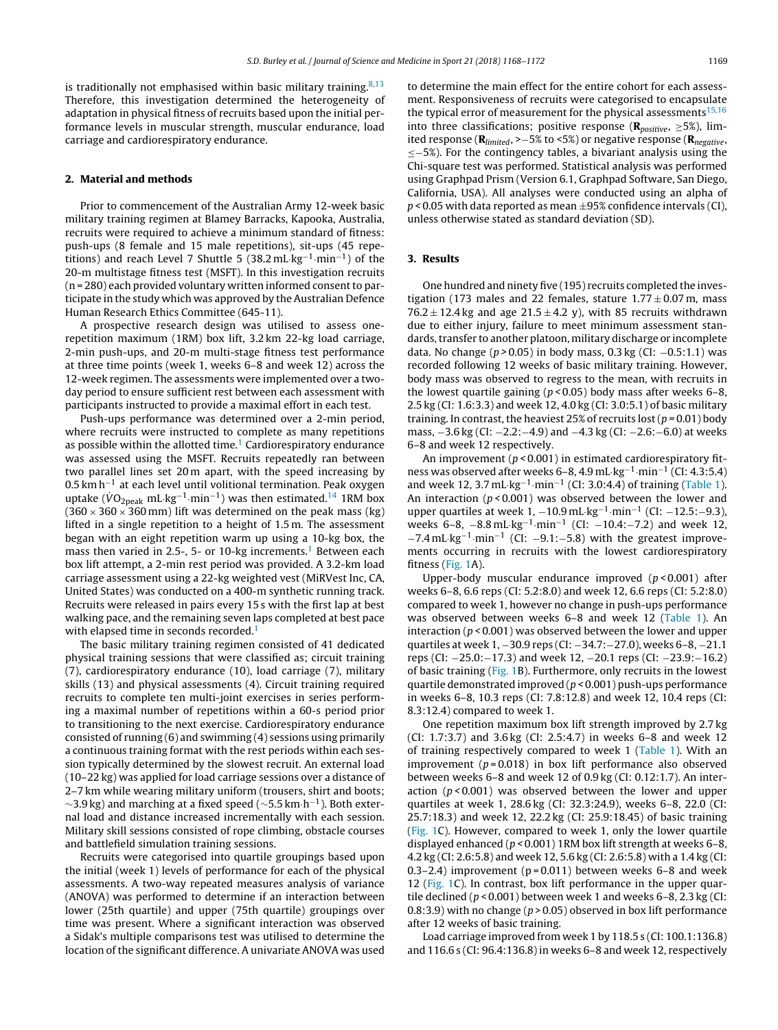is traditionally not emphasised within basic military training.[8,13] Therefore, this investigation determined the heterogeneity of adaptation in physical fitness of recruits based upon the initial performance levels in muscular strength, muscular endurance, load carriage and cardiorespiratory endurance.

## 2. Material and methods

Prior to commencement of the Australian Army 12-week basic military training regimen at Blamey Barracks, Kapooka, Australia, recruits were required to achieve a minimum standard of fitness: push-ups (8 female and 15 male repetitions), sit-ups (45 repetitions) and reach Level 7 Shuttle 5 (38.2 mL·kg$^{-1}$·min$^{-1}$) of the 20-m multistage fitness test (MSFT). In this investigation recruits (n = 280) each provided voluntary written informed consent to participate in the study which was approved by the Australian Defence Human Research Ethics Committee (645-11).

A prospective research design was utilised to assess one-repetition maximum (1RM) box lift, 3.2 km 22-kg load carriage, 2-min push-ups, and 20-m multi-stage fitness test performance at three time points (week 1, weeks 6–8 and week 12) across the 12-week regimen. The assessments were implemented over a two-day period to ensure sufficient rest between each assessment with participants instructed to provide a maximal effort in each test.

Push-ups performance was determined over a 2-min period, where recruits were instructed to complete as many repetitions as possible within the allotted time.[1] Cardiorespiratory endurance was assessed using the MSFT. Recruits repeatedly ran between two parallel lines set 20 m apart, with the speed increasing by 0.5 km h$^{-1}$ at each level until volitional termination. Peak oxygen uptake ($\dot{V}O_{2peak}$ mL·kg$^{-1}$·min$^{-1}$) was then estimated.[14] 1RM box (360 × 360 × 360 mm) lift was determined on the peak mass (kg) lifted in a single repetition to a height of 1.5 m. The assessment began with an eight repetition warm up using a 10-kg box, the mass then varied in 2.5-, 5- or 10-kg increments.[1] Between each box lift attempt, a 2-min rest period was provided. A 3.2-km load carriage assessment using a 22-kg weighted vest (MiRVest Inc, CA, United States) was conducted on a 400-m synthetic running track. Recruits were released in pairs every 15 s with the first lap at best walking pace, and the remaining seven laps completed at best pace with elapsed time in seconds recorded.[1]

The basic military training regimen consisted of 41 dedicated physical training sessions that were classified as; circuit training (7), cardiorespiratory endurance (10), load carriage (7), military skills (13) and physical assessments (4). Circuit training required recruits to complete ten multi-joint exercises in series performing a maximal number of repetitions within a 60-s period prior to transitioning to the next exercise. Cardiorespiratory endurance consisted of running (6) and swimming (4) sessions using primarily a continuous training format with the rest periods within each session typically determined by the slowest recruit. An external load (10–22 kg) was applied for load carriage sessions over a distance of 2–7 km while wearing military uniform (trousers, shirt and boots; ~3.9 kg) and marching at a fixed speed (~5.5 km·h$^{-1}$). Both external load and distance increased incrementally with each session. Military skill sessions consisted of rope climbing, obstacle courses and battlefield simulation training sessions.

Recruits were categorised into quartile groupings based upon the initial (week 1) levels of performance for each of the physical assessments. A two-way repeated measures analysis of variance (ANOVA) was performed to determine if an interaction between lower (25th quartile) and upper (75th quartile) groupings over time was present. Where a significant interaction was observed a Sidak's multiple comparisons test was utilised to determine the location of the significant difference. A univariate ANOVA was used to determine the main effect for the entire cohort for each assessment. Responsiveness of recruits were categorised to encapsulate the typical error of measurement for the physical assessments[15,16] into three classifications; positive response (**R**$_{positive}$, ≥5%), limited response (**R**$_{limited}$, >−5% to <5%) or negative response (**R**$_{negative}$, ≤−5%). For the contingency tables, a bivariant analysis using the Chi-square test was performed. Statistical analysis was performed using Graphpad Prism (Version 6.1, Graphpad Software, San Diego, California, USA). All analyses were conducted using an alpha of $p < 0.05$ with data reported as mean ±95% confidence intervals (CI), unless otherwise stated as standard deviation (SD).

## 3. Results

One hundred and ninety five (195) recruits completed the investigation (173 males and 22 females, stature 1.77 ± 0.07 m, mass 76.2 ± 12.4 kg and age 21.5 ± 4.2 y), with 85 recruits withdrawn due to either injury, failure to meet minimum assessment standards, transfer to another platoon, military discharge or incomplete data. No change ($p > 0.05$) in body mass, 0.3 kg (CI: −0.5:1.1) was recorded following 12 weeks of basic military training. However, body mass was observed to regress to the mean, with recruits in the lowest quartile gaining ($p < 0.05$) body mass after weeks 6–8, 2.5 kg (CI: 1.6:3.3) and week 12, 4.0 kg (CI: 3.0:5.1) of basic military training. In contrast, the heaviest 25% of recruits lost ($p = 0.01$) body mass, −3.6 kg (CI: −2.2:−4.9) and −4.3 kg (CI: −2.6:−6.0) at weeks 6–8 and week 12 respectively.

An improvement ($p < 0.001$) in estimated cardiorespiratory fitness was observed after weeks 6–8, 4.9 mL·kg$^{-1}$·min$^{-1}$ (CI: 4.3:5.4) and week 12, 3.7 mL·kg$^{-1}$·min$^{-1}$ (CI: 3.0:4.4) of training (Table 1). An interaction ($p < 0.001$) was observed between the lower and upper quartiles at week 1, −10.9 mL·kg$^{-1}$·min$^{-1}$ (CI: −12.5:−9.3), weeks 6–8, −8.8 mL·kg$^{-1}$·min$^{-1}$ (CI: −10.4:−7.2) and week 12, −7.4 mL·kg$^{-1}$·min$^{-1}$ (CI: −9.1:−5.8) with the greatest improvements occurring in recruits with the lowest cardiorespiratory fitness (Fig. 1A).

Upper-body muscular endurance improved ($p < 0.001$) after weeks 6–8, 6.6 reps (CI: 5.2:8.0) and week 12, 6.6 reps (CI: 5.2:8.0) compared to week 1, however no change in push-ups performance was observed between weeks 6–8 and week 12 (Table 1). An interaction ($p < 0.001$) was observed between the lower and upper quartiles at week 1, −30.9 reps (CI: −34.7:−27.0), weeks 6–8, −21.1 reps (CI: −25.0:−17.3) and week 12, −20.1 reps (CI: −23.9:−16.2) of basic training (Fig. 1B). Furthermore, only recruits in the lowest quartile demonstrated improved ($p < 0.001$) push-ups performance in weeks 6–8, 10.3 reps (CI: 7.8:12.8) and week 12, 10.4 reps (CI: 8.3:12.4) compared to week 1.

One repetition maximum box lift strength improved by 2.7 kg (CI: 1.7:3.7) and 3.6 kg (CI: 2.5:4.7) in weeks 6–8 and week 12 of training respectively compared to week 1 (Table 1). With an improvement ($p = 0.018$) in box lift performance also observed between weeks 6–8 and week 12 of 0.9 kg (CI: 0.12:1.7). An interaction ($p < 0.001$) was observed between the lower and upper quartiles at week 1, 28.6 kg (CI: 32.3:24.9), weeks 6–8, 22.0 (CI: 25.7:18.3) and week 12, 22.2 kg (CI: 25.9:18.45) of basic training (Fig. 1C). However, compared to week 1, only the lower quartile displayed enhanced ($p < 0.001$) 1RM box lift strength at weeks 6–8, 4.2 kg (CI: 2.6:5.8) and week 12, 5.6 kg (CI: 2.6:5.8) with a 1.4 kg (CI: 0.3–2.4) improvement ($p = 0.011$) between weeks 6–8 and week 12 (Fig. 1C). In contrast, box lift performance in the upper quartile declined ($p < 0.001$) between week 1 and weeks 6–8, 2.3 kg (CI: 0.8:3.9) with no change ($p > 0.05$) observed in box lift performance after 12 weeks of basic training.

Load carriage improved from week 1 by 118.5 s (CI: 100.1:136.8) and 116.6 s (CI: 96.4:136.8) in weeks 6–8 and week 12, respectively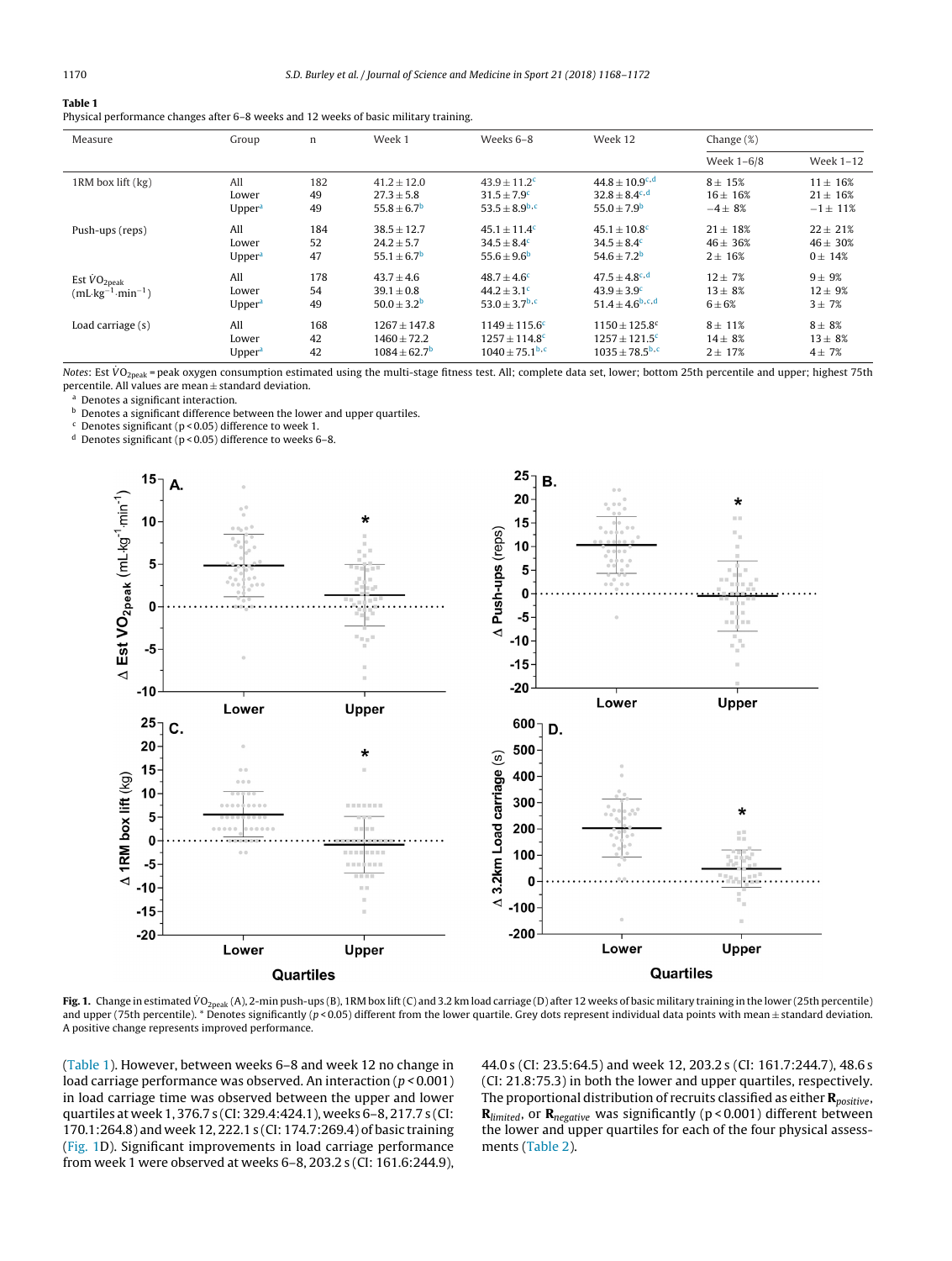**Table 1**
Physical performance changes after 6–8 weeks and 12 weeks of basic military training.

| Measure | Group | n | Week 1 | Weeks 6–8 | Week 12 | Change (%) | |
|---|---|---|---|---|---|---|---|
| | | | | | | Week 1–6/8 | Week 1–12 |
| 1RM box lift (kg) | All | 182 | 41.2 ± 12.0 | 43.9 ± 11.2[c] | 44.8 ± 10.9[c,d] | 8 ± 15% | 11 ± 16% |
| | Lower | 49 | 27.3 ± 5.8 | 31.5 ± 7.9[c] | 32.8 ± 8.4[c,d] | 16 ± 16% | 21 ± 16% |
| | Upper[a] | 49 | 55.8 ± 6.7[b] | 53.5 ± 8.9[b,c] | 55.0 ± 7.9[b] | −4 ± 8% | −1 ± 11% |
| Push-ups (reps) | All | 184 | 38.5 ± 12.7 | 45.1 ± 11.4[c] | 45.1 ± 10.8[c] | 21 ± 18% | 22 ± 21% |
| | Lower | 52 | 24.2 ± 5.7 | 34.5 ± 8.4[c] | 34.5 ± 8.4[c] | 46 ± 36% | 46 ± 30% |
| | Upper[a] | 47 | 55.1 ± 6.7[b] | 55.6 ± 9.6[b] | 54.6 ± 7.2[b] | 2 ± 16% | 0 ± 14% |
| Est $\dot{V}O_{2peak}$ ($mL \cdot kg^{-1} \cdot min^{-1}$) | All | 178 | 43.7 ± 4.6 | 48.7 ± 4.6[c] | 47.5 ± 4.8[c,d] | 12 ± 7% | 9 ± 9% |
| | Lower | 54 | 39.1 ± 0.8 | 44.2 ± 3.1[c] | 43.9 ± 3.9[c] | 13 ± 8% | 12 ± 9% |
| | Upper[a] | 49 | 50.0 ± 3.2[b] | 53.0 ± 3.7[b,c] | 51.4 ± 4.6[b,c,d] | 6 ± 6% | 3 ± 7% |
| Load carriage (s) | All | 168 | 1267 ± 147.8 | 1149 ± 115.6[c] | 1150 ± 125.8[c] | 8 ± 11% | 8 ± 8% |
| | Lower | 42 | 1460 ± 72.2 | 1257 ± 114.8[c] | 1257 ± 121.5[c] | 14 ± 8% | 13 ± 8% |
| | Upper[a] | 42 | 1084 ± 62.7[b] | 1040 ± 75.1[b,c] | 1035 ± 78.5[b,c] | 2 ± 17% | 4 ± 7% |

*Notes*: Est $\dot{V}O_{2peak}$ = peak oxygen consumption estimated using the multi-stage fitness test. All; complete data set, lower; bottom 25th percentile and upper; highest 75th percentile. All values are mean ± standard deviation.

[a] Denotes a significant interaction.

[b] Denotes a significant difference between the lower and upper quartiles.

[c] Denotes significant (p < 0.05) difference to week 1.

[d] Denotes significant (p < 0.05) difference to weeks 6–8.

**Fig. 1.** Change in estimated $\dot{V}O_{2peak}$ (A), 2-min push-ups (B), 1RM box lift (C) and 3.2 km load carriage (D) after 12 weeks of basic military training in the lower (25th percentile) and upper (75th percentile). * Denotes significantly ($p < 0.05$) different from the lower quartile. Grey dots represent individual data points with mean ± standard deviation. A positive change represents improved performance.

(Table 1). However, between weeks 6–8 and week 12 no change in load carriage performance was observed. An interaction ($p < 0.001$) in load carriage time was observed between the upper and lower quartiles at week 1, 376.7 s (CI: 329.4:424.1), weeks 6–8, 217.7 s (CI: 170.1:264.8) and week 12, 222.1 s (CI: 174.7:269.4) of basic training (Fig. 1D). Significant improvements in load carriage performance from week 1 were observed at weeks 6–8, 203.2 s (CI: 161.6:244.9), 44.0 s (CI: 23.5:64.5) and week 12, 203.2 s (CI: 161.7:244.7), 48.6 s (CI: 21.8:75.3) in both the lower and upper quartiles, respectively. The proportional distribution of recruits classified as either $\mathbf{R}_{positive}$, $\mathbf{R}_{limited}$, or $\mathbf{R}_{negative}$ was significantly ($p < 0.001$) different between the lower and upper quartiles for each of the four physical assessments (Table 2).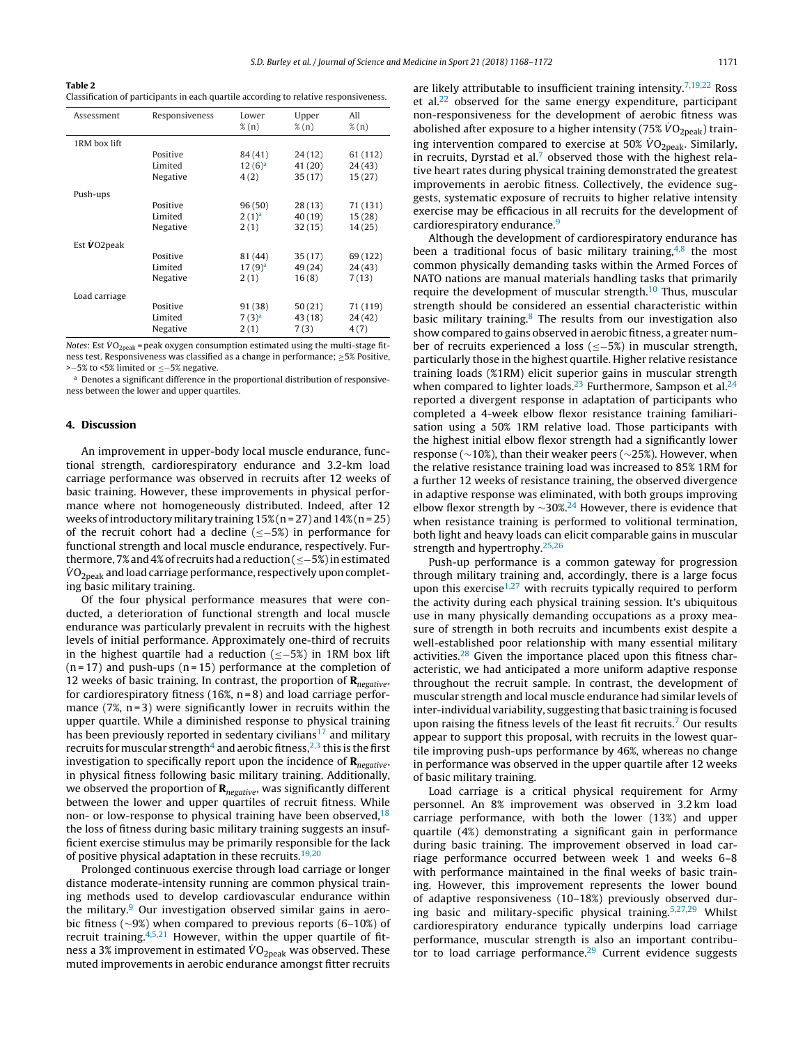**Table 2**
Classification of participants in each quartile according to relative responsiveness.

| Assessment | Responsiveness | Lower % (n) | Upper % (n) | All % (n) |
|---|---|---|---|---|
| 1RM box lift | | | | |
| | Positive | 84 (41) | 24 (12) | 61 (112) |
| | Limited | 12 (6)[a] | 41 (20) | 24 (43) |
| | Negative | 4 (2) | 35 (17) | 15 (27) |
| Push-ups | | | | |
| | Positive | 96 (50) | 28 (13) | 71 (131) |
| | Limited | 2 (1)[a] | 40 (19) | 15 (28) |
| | Negative | 2 (1) | 32 (15) | 14 (25) |
| Est $\dot{V}O2$peak | | | | |
| | Positive | 81 (44) | 35 (17) | 69 (122) |
| | Limited | 17 (9)[a] | 49 (24) | 24 (43) |
| | Negative | 2 (1) | 16 (8) | 7 (13) |
| Load carriage | | | | |
| | Positive | 91 (38) | 50 (21) | 71 (119) |
| | Limited | 7 (3)[a] | 43 (18) | 24 (42) |
| | Negative | 2 (1) | 7 (3) | 4 (7) |

*Notes*: Est $\dot{V}O_{2peak}$ = peak oxygen consumption estimated using the multi-stage fitness test. Responsiveness was classified as a change in performance; ≥5% Positive, >−5% to <5% limited or ≤−5% negative.

[a] Denotes a significant difference in the proportional distribution of responsiveness between the lower and upper quartiles.

## 4. Discussion

An improvement in upper-body local muscle endurance, functional strength, cardiorespiratory endurance and 3.2-km load carriage performance was observed in recruits after 12 weeks of basic training. However, these improvements in physical performance where not homogeneously distributed. Indeed, after 12 weeks of introductory military training 15% (n = 27) and 14% (n = 25) of the recruit cohort had a decline (≤−5%) in performance for functional strength and local muscle endurance, respectively. Furthermore, 7% and 4% of recruits had a reduction (≤−5%) in estimated $\dot{V}O_{2peak}$ and load carriage performance, respectively upon completing basic military training.

Of the four physical performance measures that were conducted, a deterioration of functional strength and local muscle endurance was particularly prevalent in recruits with the highest levels of initial performance. Approximately one-third of recruits in the highest quartile had a reduction (≤−5%) in 1RM box lift (n = 17) and push-ups (n = 15) performance at the completion of 12 weeks of basic training. In contrast, the proportion of $\mathbf{R}_{negative}$, for cardiorespiratory fitness (16%, n = 8) and load carriage performance (7%, n = 3) were significantly lower in recruits within the upper quartile. While a diminished response to physical training has been previously reported in sedentary civilians[17] and military recruits for muscular strength[4] and aerobic fitness,[2,3] this is the first investigation to specifically report upon the incidence of $\mathbf{R}_{negative}$, in physical fitness following basic military training. Additionally, we observed the proportion of $\mathbf{R}_{negative}$, was significantly different between the lower and upper quartiles of recruit fitness. While non- or low-response to physical training have been observed,[18] the loss of fitness during basic military training suggests an insufficient exercise stimulus may be primarily responsible for the lack of positive physical adaptation in these recruits.[19,20]

Prolonged continuous exercise through load carriage or longer distance moderate-intensity running are common physical training methods used to develop cardiovascular endurance within the military.[9] Our investigation observed similar gains in aerobic fitness (~9%) when compared to previous reports (6–10%) of recruit training.[4,5,21] However, within the upper quartile of fitness a 3% improvement in estimated $\dot{V}O_{2peak}$ was observed. These muted improvements in aerobic endurance amongst fitter recruits are likely attributable to insufficient training intensity.[7,19,22] Ross et al.[22] observed for the same energy expenditure, participant non-responsiveness for the development of aerobic fitness was abolished after exposure to a higher intensity (75% $\dot{V}O_{2peak}$) training intervention compared to exercise at 50% $\dot{V}O_{2peak}$. Similarly, in recruits, Dyrstad et al.[7] observed those with the highest relative heart rates during physical training demonstrated the greatest improvements in aerobic fitness. Collectively, the evidence suggests, systematic exposure of recruits to higher relative intensity exercise may be efficacious in all recruits for the development of cardiorespiratory endurance.[9]

Although the development of cardiorespiratory endurance has been a traditional focus of basic military training,[4,8] the most common physically demanding tasks within the Armed Forces of NATO nations are manual materials handling tasks that primarily require the development of muscular strength.[10] Thus, muscular strength should be considered an essential characteristic within basic military training.[8] The results from our investigation also show compared to gains observed in aerobic fitness, a greater number of recruits experienced a loss (≤−5%) in muscular strength, particularly those in the highest quartile. Higher relative resistance training loads (%1RM) elicit superior gains in muscular strength when compared to lighter loads.[23] Furthermore, Sampson et al.[24] reported a divergent response in adaptation of participants who completed a 4-week elbow flexor resistance training familiarisation using a 50% 1RM relative load. Those participants with the highest initial elbow flexor strength had a significantly lower response (~10%), than their weaker peers (~25%). However, when the relative resistance training load was increased to 85% 1RM for a further 12 weeks of resistance training, the observed divergence in adaptive response was eliminated, with both groups improving elbow flexor strength by ~30%.[24] However, there is evidence that when resistance training is performed to volitional termination, both light and heavy loads can elicit comparable gains in muscular strength and hypertrophy.[25,26]

Push-up performance is a common gateway for progression through military training and, accordingly, there is a large focus upon this exercise[1,27] with recruits typically required to perform the activity during each physical training session. It's ubiquitous use in many physically demanding occupations as a proxy measure of strength in both recruits and incumbents exist despite a well-established poor relationship with many essential military activities.[28] Given the importance placed upon this fitness characteristic, we had anticipated a more uniform adaptive response throughout the recruit sample. In contrast, the development of muscular strength and local muscle endurance had similar levels of inter-individual variability, suggesting that basic training is focused upon raising the fitness levels of the least fit recruits.[7] Our results appear to support this proposal, with recruits in the lowest quartile improving push-ups performance by 46%, whereas no change in performance was observed in the upper quartile after 12 weeks of basic military training.

Load carriage is a critical physical requirement for Army personnel. An 8% improvement was observed in 3.2 km load carriage performance, with both the lower (13%) and upper quartile (4%) demonstrating a significant gain in performance during basic training. The improvement observed in load carriage performance occurred between week 1 and weeks 6–8 with performance maintained in the final weeks of basic training. However, this improvement represents the lower bound of adaptive responsiveness (10–18%) previously observed during basic and military-specific physical training.[5,27,29] Whilst cardiorespiratory endurance typically underpins load carriage performance, muscular strength is also an important contributor to load carriage performance.[29] Current evidence suggests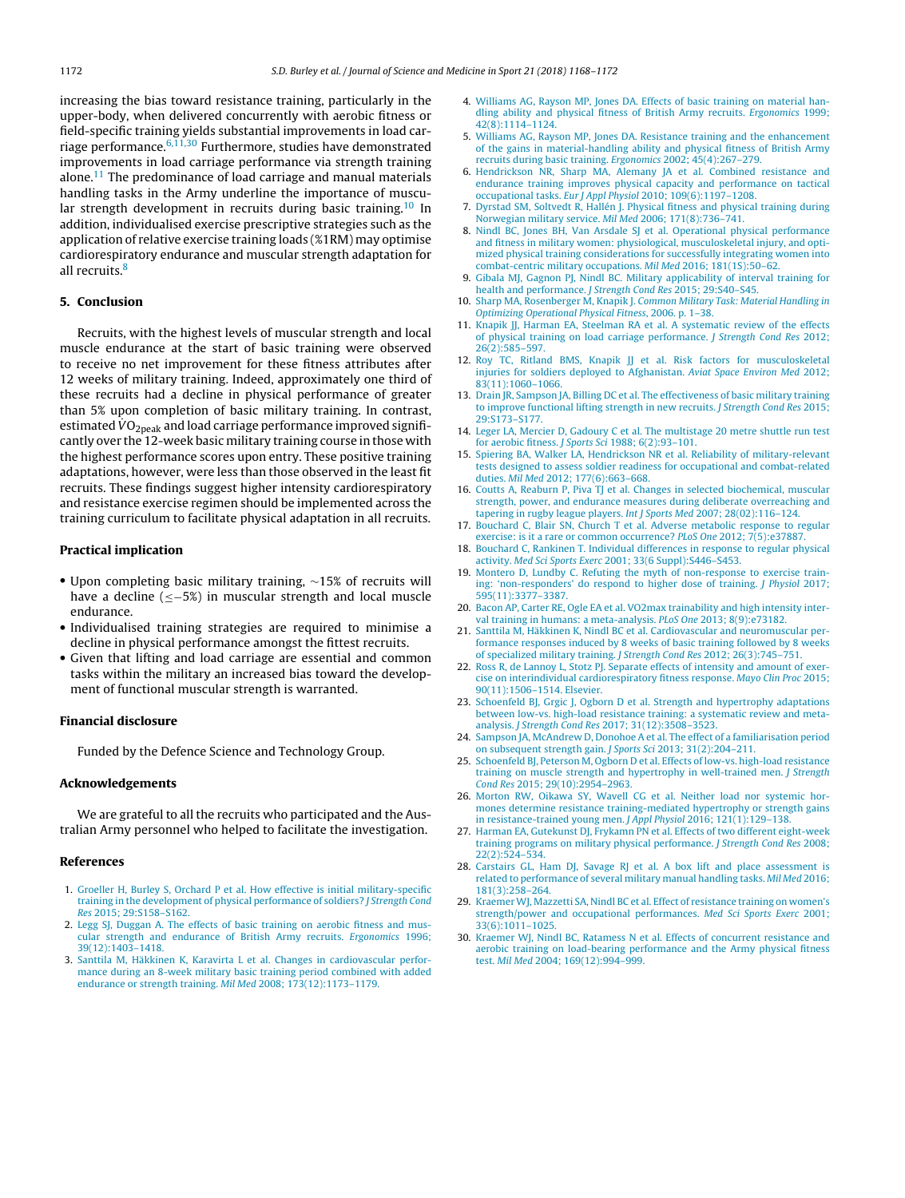increasing the bias toward resistance training, particularly in the upper-body, when delivered concurrently with aerobic fitness or field-specific training yields substantial improvements in load carriage performance.[6,11,30] Furthermore, studies have demonstrated improvements in load carriage performance via strength training alone.[11] The predominance of load carriage and manual materials handling tasks in the Army underline the importance of muscular strength development in recruits during basic training.[10] In addition, individualised exercise prescriptive strategies such as the application of relative exercise training loads (%1RM) may optimise cardiorespiratory endurance and muscular strength adaptation for all recruits.[8]

## 5. Conclusion

Recruits, with the highest levels of muscular strength and local muscle endurance at the start of basic training were observed to receive no net improvement for these fitness attributes after 12 weeks of military training. Indeed, approximately one third of these recruits had a decline in physical performance of greater than 5% upon completion of basic military training. In contrast, estimated $\dot{V}O_{2peak}$ and load carriage performance improved significantly over the 12-week basic military training course in those with the highest performance scores upon entry. These positive training adaptations, however, were less than those observed in the least fit recruits. These findings suggest higher intensity cardiorespiratory and resistance exercise regimen should be implemented across the training curriculum to facilitate physical adaptation in all recruits.

## Practical implication

- Upon completing basic military training, ~15% of recruits will have a decline ($\le -5\%$) in muscular strength and local muscle endurance.
- Individualised training strategies are required to minimise a decline in physical performance amongst the fittest recruits.
- Given that lifting and load carriage are essential and common tasks within the military an increased bias toward the development of functional muscular strength is warranted.

## Financial disclosure

Funded by the Defence Science and Technology Group.

## Acknowledgements

We are grateful to all the recruits who participated and the Australian Army personnel who helped to facilitate the investigation.

## References

1. Groeller H, Burley S, Orchard P et al. How effective is initial military-specific training in the development of physical performance of soldiers? *J Strength Cond Res* 2015; 29:S158–S162.
2. Legg SJ, Duggan A. The effects of basic training on aerobic fitness and muscular strength and endurance of British Army recruits. *Ergonomics* 1996; 39(12):1403–1418.
3. Santtila M, Häkkinen K, Karavirta L et al. Changes in cardiovascular performance during an 8-week military basic training period combined with added endurance or strength training. *Mil Med* 2008; 173(12):1173–1179.
4. Williams AG, Rayson MP, Jones DA. Effects of basic training on material handling ability and physical fitness of British Army recruits. *Ergonomics* 1999; 42(8):1114–1124.
5. Williams AG, Rayson MP, Jones DA. Resistance training and the enhancement of the gains in material-handling ability and physical fitness of British Army recruits during basic training. *Ergonomics* 2002; 45(4):267–279.
6. Hendrickson NR, Sharp MA, Alemany JA et al. Combined resistance and endurance training improves physical capacity and performance on tactical occupational tasks. *Eur J Appl Physiol* 2010; 109(6):1197–1208.
7. Dyrstad SM, Soltvedt R, Hallén J. Physical fitness and physical training during Norwegian military service. *Mil Med* 2006; 171(8):736–741.
8. Nindl BC, Jones BH, Van Arsdale SJ et al. Operational physical performance and fitness in military women: physiological, musculoskeletal injury, and optimized physical training considerations for successfully integrating women into combat-centric military occupations. *Mil Med* 2016; 181(1S):50–62.
9. Gibala MJ, Gagnon PJ, Nindl BC. Military applicability of interval training for health and performance. *J Strength Cond Res* 2015; 29:S40–S45.
10. Sharp MA, Rosenberger M, Knapik J. *Common Military Task: Material Handling in Optimizing Operational Physical Fitness*, 2006. p. 1–38.
11. Knapik JJ, Harman EA, Steelman RA et al. A systematic review of the effects of physical training on load carriage performance. *J Strength Cond Res* 2012; 26(2):585–597.
12. Roy TC, Ritland BMS, Knapik JJ et al. Risk factors for musculoskeletal injuries for soldiers deployed to Afghanistan. *Aviat Space Environ Med* 2012; 83(11):1060–1066.
13. Drain JR, Sampson JA, Billing DC et al. The effectiveness of basic military training to improve functional lifting strength in new recruits. *J Strength Cond Res* 2015; 29:S173–S177.
14. Leger LA, Mercier D, Gadoury C et al. The multistage 20 metre shuttle run test for aerobic fitness. *J Sports Sci* 1988; 6(2):93–101.
15. Spiering BA, Walker LA, Hendrickson NR et al. Reliability of military-relevant tests designed to assess soldier readiness for occupational and combat-related duties. *Mil Med* 2012; 177(6):663–668.
16. Coutts A, Reaburn P, Piva TJ et al. Changes in selected biochemical, muscular strength, power, and endurance measures during deliberate overreaching and tapering in rugby league players. *Int J Sports Med* 2007; 28(02):116–124.
17. Bouchard C, Blair SN, Church T et al. Adverse metabolic response to regular exercise: is it a rare or common occurrence? *PLoS One* 2012; 7(5):e37887.
18. Bouchard C, Rankinen T. Individual differences in response to regular physical activity. *Med Sci Sports Exerc* 2001; 33(6 Suppl):S446–S453.
19. Montero D, Lundby C. Refuting the myth of non-response to exercise training: 'non-responders' do respond to higher dose of training. *J Physiol* 2017; 595(11):3377–3387.
20. Bacon AP, Carter RE, Ogle EA et al. VO2max trainability and high intensity interval training in humans: a meta-analysis. *PLoS One* 2013; 8(9):e73182.
21. Santtila M, Häkkinen K, Nindl BC et al. Cardiovascular and neuromuscular performance responses induced by 8 weeks of basic training followed by 8 weeks of specialized military training. *J Strength Cond Res* 2012; 26(3):745–751.
22. Ross R, de Lannoy L, Stotz PJ. Separate effects of intensity and amount of exercise on interindividual cardiorespiratory fitness response. *Mayo Clin Proc* 2015; 90(11):1506–1514. Elsevier.
23. Schoenfeld BJ, Grgic J, Ogborn D et al. Strength and hypertrophy adaptations between low-vs. high-load resistance training: a systematic review and meta-analysis. *J Strength Cond Res* 2017; 31(12):3508–3523.
24. Sampson JA, McAndrew D, Donohoe A et al. The effect of a familiarisation period on subsequent strength gain. *J Sports Sci* 2013; 31(2):204–211.
25. Schoenfeld BJ, Peterson M, Ogborn D et al. Effects of low-vs. high-load resistance training on muscle strength and hypertrophy in well-trained men. *J Strength Cond Res* 2015; 29(10):2954–2963.
26. Morton RW, Oikawa SY, Wavell CG et al. Neither load nor systemic hormones determine resistance training-mediated hypertrophy or strength gains in resistance-trained young men. *J Appl Physiol* 2016; 121(1):129–138.
27. Harman EA, Gutekunst DJ, Frykamn PN et al. Effects of two different eight-week training programs on military physical performance. *J Strength Cond Res* 2008; 22(2):524–534.
28. Carstairs GL, Ham DJ, Savage RJ et al. A box lift and place assessment is related to performance of several military manual handling tasks. *Mil Med* 2016; 181(3):258–264.
29. Kraemer WJ, Mazzetti SA, Nindl BC et al. Effect of resistance training on women's strength/power and occupational performances. *Med Sci Sports Exerc* 2001; 33(6):1011–1025.
30. Kraemer WJ, Nindl BC, Ratamess N et al. Effects of concurrent resistance and aerobic training on load-bearing performance and the Army physical fitness test. *Mil Med* 2004; 169(12):994–999.